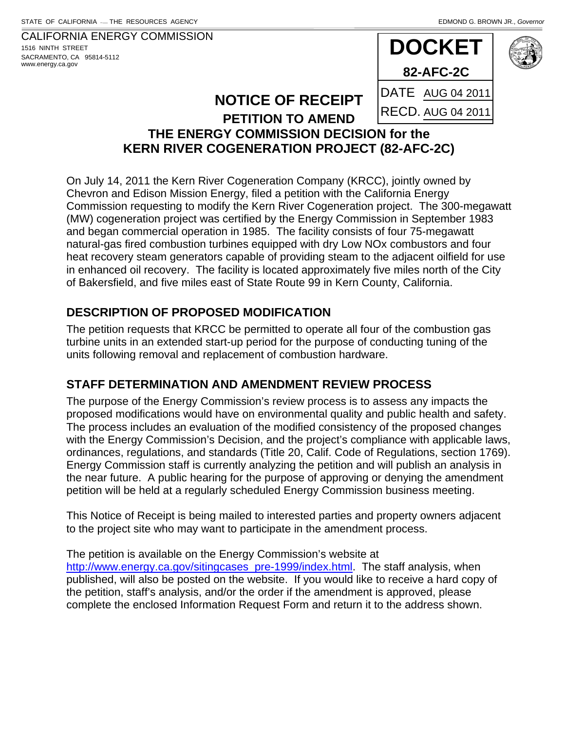STATE OF CALIFORNIA — THE RESOURCES AGENCY

EDMOND G. BROWN JR., *Governor*

CALIFORNIA ENERGY COMMISSION
1516 NINTH STREET
SACRAMENTO, CA 95814-5112
www.energy.ca.gov

**DOCKET**
**82-AFC-2C**
DATE AUG 04 2011
RECD. AUG 04 2011

# NOTICE OF RECEIPT

## PETITION TO AMEND THE ENERGY COMMISSION DECISION for the KERN RIVER COGENERATION PROJECT (82-AFC-2C)

On July 14, 2011 the Kern River Cogeneration Company (KRCC), jointly owned by Chevron and Edison Mission Energy, filed a petition with the California Energy Commission requesting to modify the Kern River Cogeneration project. The 300-megawatt (MW) cogeneration project was certified by the Energy Commission in September 1983 and began commercial operation in 1985. The facility consists of four 75-megawatt natural-gas fired combustion turbines equipped with dry Low NOx combustors and four heat recovery steam generators capable of providing steam to the adjacent oilfield for use in enhanced oil recovery. The facility is located approximately five miles north of the City of Bakersfield, and five miles east of State Route 99 in Kern County, California.

## DESCRIPTION OF PROPOSED MODIFICATION

The petition requests that KRCC be permitted to operate all four of the combustion gas turbine units in an extended start-up period for the purpose of conducting tuning of the units following removal and replacement of combustion hardware.

## STAFF DETERMINATION AND AMENDMENT REVIEW PROCESS

The purpose of the Energy Commission's review process is to assess any impacts the proposed modifications would have on environmental quality and public health and safety. The process includes an evaluation of the modified consistency of the proposed changes with the Energy Commission's Decision, and the project's compliance with applicable laws, ordinances, regulations, and standards (Title 20, Calif. Code of Regulations, section 1769). Energy Commission staff is currently analyzing the petition and will publish an analysis in the near future. A public hearing for the purpose of approving or denying the amendment petition will be held at a regularly scheduled Energy Commission business meeting.

This Notice of Receipt is being mailed to interested parties and property owners adjacent to the project site who may want to participate in the amendment process.

The petition is available on the Energy Commission's website at http://www.energy.ca.gov/sitingcases_pre-1999/index.html. The staff analysis, when published, will also be posted on the website. If you would like to receive a hard copy of the petition, staff's analysis, and/or the order if the amendment is approved, please complete the enclosed Information Request Form and return it to the address shown.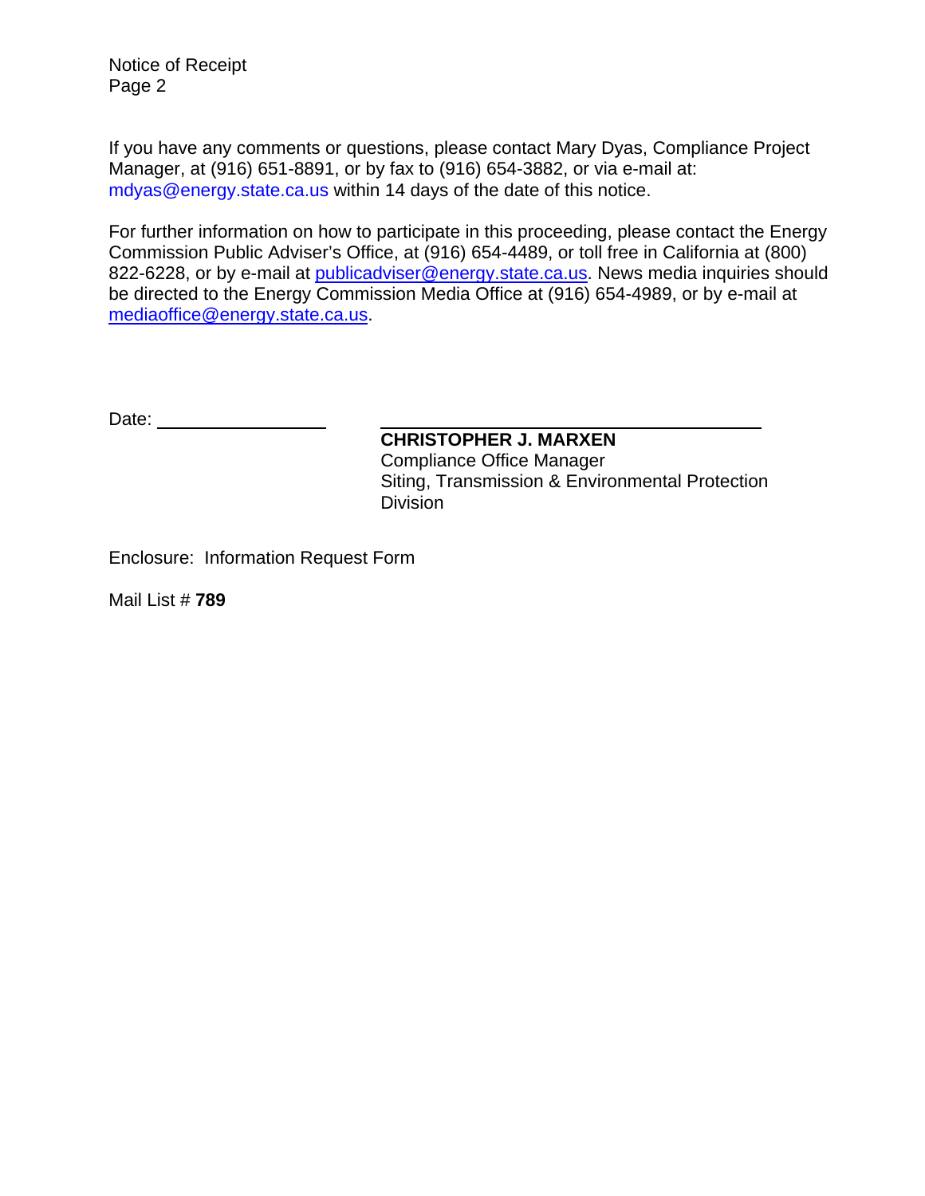If you have any comments or questions, please contact Mary Dyas, Compliance Project Manager, at (916) 651-8891, or by fax to (916) 654-3882, or via e-mail at: mdyas@energy.state.ca.us within 14 days of the date of this notice.

For further information on how to participate in this proceeding, please contact the Energy Commission Public Adviser's Office, at (916) 654-4489, or toll free in California at (800) 822-6228, or by e-mail at publicadviser@energy.state.ca.us. News media inquiries should be directed to the Energy Commission Media Office at (916) 654-4989, or by e-mail at mediaoffice@energy.state.ca.us.

Date: ________________

**CHRISTOPHER J. MARXEN**
Compliance Office Manager
Siting, Transmission & Environmental Protection Division

Enclosure: Information Request Form

Mail List # **789**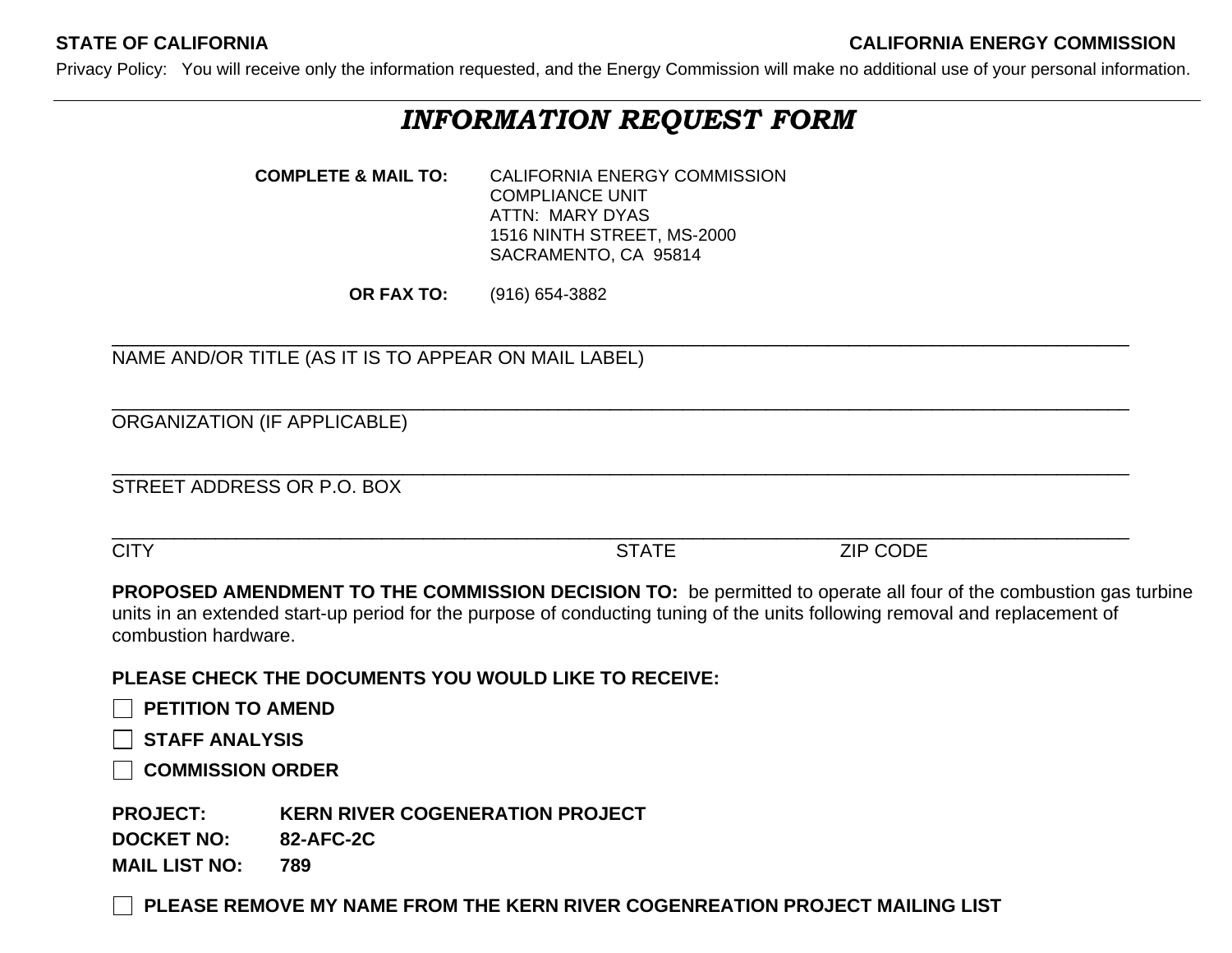**STATE OF CALIFORNIA** **CALIFORNIA ENERGY COMMISSION**

Privacy Policy: You will receive only the information requested, and the Energy Commission will make no additional use of your personal information.

---

# *INFORMATION REQUEST FORM*

**COMPLETE & MAIL TO:** CALIFORNIA ENERGY COMMISSION
COMPLIANCE UNIT
ATTN: MARY DYAS
1516 NINTH STREET, MS-2000
SACRAMENTO, CA 95814

**OR FAX TO:** (916) 654-3882

\_\_\_\_\_\_\_\_\_\_\_\_\_\_\_\_\_\_\_\_\_\_\_\_\_\_\_\_\_\_\_\_\_\_\_\_\_\_\_\_\_\_\_\_\_\_\_\_\_\_\_\_\_\_\_\_
NAME AND/OR TITLE (AS IT IS TO APPEAR ON MAIL LABEL)

\_\_\_\_\_\_\_\_\_\_\_\_\_\_\_\_\_\_\_\_\_\_\_\_\_\_\_\_\_\_\_\_\_\_\_\_\_\_\_\_\_\_\_\_\_\_\_\_\_\_\_\_\_\_\_\_
ORGANIZATION (IF APPLICABLE)

\_\_\_\_\_\_\_\_\_\_\_\_\_\_\_\_\_\_\_\_\_\_\_\_\_\_\_\_\_\_\_\_\_\_\_\_\_\_\_\_\_\_\_\_\_\_\_\_\_\_\_\_\_\_\_\_
STREET ADDRESS OR P.O. BOX

\_\_\_\_\_\_\_\_\_\_\_\_\_\_\_\_\_\_\_\_\_\_\_\_\_\_\_\_\_\_\_\_\_\_\_\_\_\_\_\_\_\_\_\_\_\_\_\_\_\_\_\_\_\_\_\_
CITY STATE ZIP CODE

**PROPOSED AMENDMENT TO THE COMMISSION DECISION TO:** be permitted to operate all four of the combustion gas turbine units in an extended start-up period for the purpose of conducting tuning of the units following removal and replacement of combustion hardware.

**PLEASE CHECK THE DOCUMENTS YOU WOULD LIKE TO RECEIVE:**

- ☐ **PETITION TO AMEND**
- ☐ **STAFF ANALYSIS**
- ☐ **COMMISSION ORDER**

**PROJECT:** **KERN RIVER COGENERATION PROJECT**
**DOCKET NO:** **82-AFC-2C**
**MAIL LIST NO:** **789**

☐ **PLEASE REMOVE MY NAME FROM THE KERN RIVER COGENREATION PROJECT MAILING LIST**